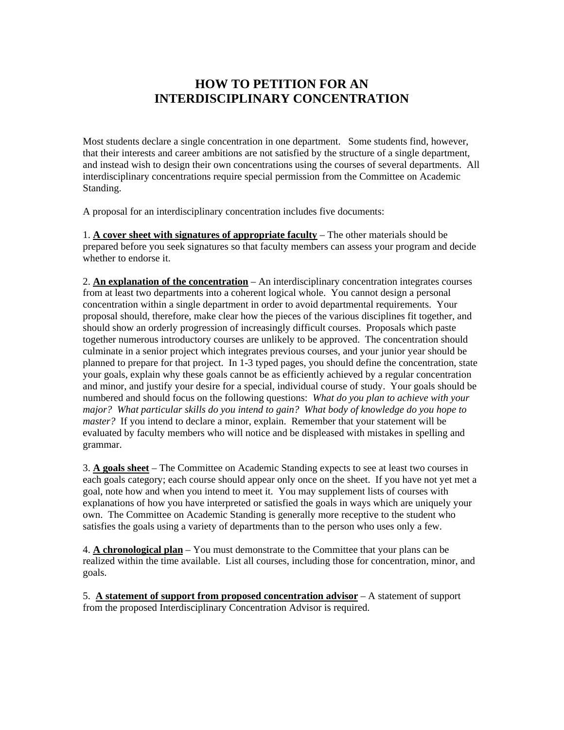# HOW TO PETITION FOR AN INTERDISCIPLINARY CONCENTRATION

Most students declare a single concentration in one department. Some students find, however, that their interests and career ambitions are not satisfied by the structure of a single department, and instead wish to design their own concentrations using the courses of several departments. All interdisciplinary concentrations require special permission from the Committee on Academic Standing.

A proposal for an interdisciplinary concentration includes five documents:

1. **A cover sheet with signatures of appropriate faculty** – The other materials should be prepared before you seek signatures so that faculty members can assess your program and decide whether to endorse it.

2. **An explanation of the concentration** – An interdisciplinary concentration integrates courses from at least two departments into a coherent logical whole. You cannot design a personal concentration within a single department in order to avoid departmental requirements. Your proposal should, therefore, make clear how the pieces of the various disciplines fit together, and should show an orderly progression of increasingly difficult courses. Proposals which paste together numerous introductory courses are unlikely to be approved. The concentration should culminate in a senior project which integrates previous courses, and your junior year should be planned to prepare for that project. In 1-3 typed pages, you should define the concentration, state your goals, explain why these goals cannot be as efficiently achieved by a regular concentration and minor, and justify your desire for a special, individual course of study. Your goals should be numbered and should focus on the following questions: *What do you plan to achieve with your major? What particular skills do you intend to gain? What body of knowledge do you hope to master?* If you intend to declare a minor, explain. Remember that your statement will be evaluated by faculty members who will notice and be displeased with mistakes in spelling and grammar.

3. **A goals sheet** – The Committee on Academic Standing expects to see at least two courses in each goals category; each course should appear only once on the sheet. If you have not yet met a goal, note how and when you intend to meet it. You may supplement lists of courses with explanations of how you have interpreted or satisfied the goals in ways which are uniquely your own. The Committee on Academic Standing is generally more receptive to the student who satisfies the goals using a variety of departments than to the person who uses only a few.

4. **A chronological plan** – You must demonstrate to the Committee that your plans can be realized within the time available. List all courses, including those for concentration, minor, and goals.

5. **A statement of support from proposed concentration advisor** – A statement of support from the proposed Interdisciplinary Concentration Advisor is required.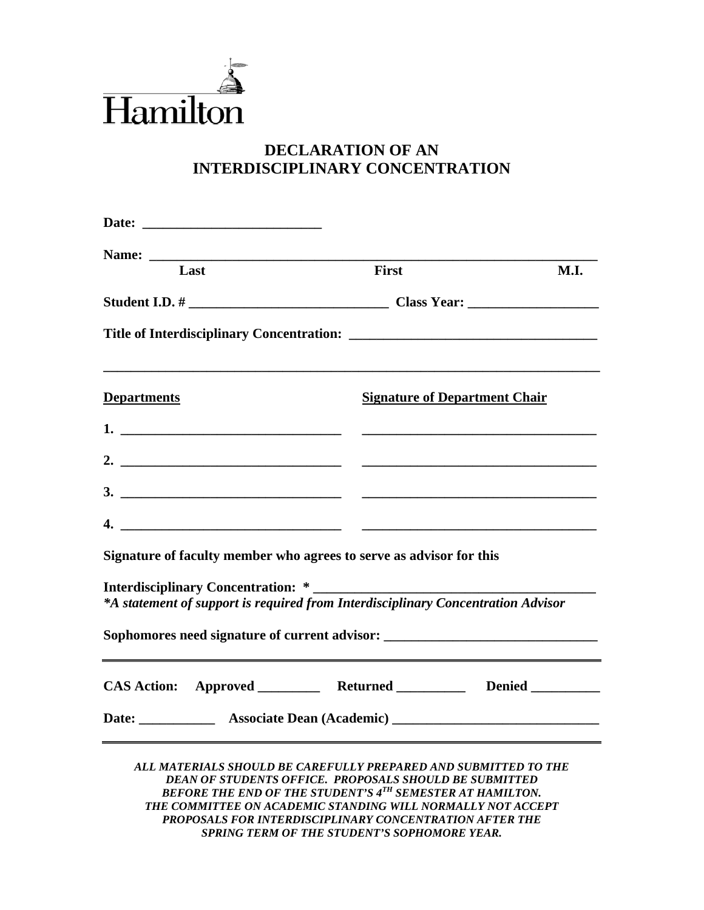Hamilton

# DECLARATION OF AN INTERDISCIPLINARY CONCENTRATION

**Date:** ___________________________

**Name:** ______________________________________________________________

**Last** **First** **M.I.**

**Student I.D. #** ______________________________ **Class Year:** ___________________

**Title of Interdisciplinary Concentration:** ___________________________________

___________________________________________________________________________

| **Departments** | **Signature of Department Chair** |
|---|---|
| 1. _______________________________ | _________________________________ |
| 2. _______________________________ | _________________________________ |
| 3. _______________________________ | _________________________________ |
| 4. _______________________________ | _________________________________ |

**Signature of faculty member who agrees to serve as advisor for this**

**Interdisciplinary Concentration: *** ________________________________________

***A statement of support is required from Interdisciplinary Concentration Advisor***

**Sophomores need signature of current advisor:** ______________________________

---

**CAS Action:** **Approved** _________ **Returned** __________ **Denied** __________

**Date:** ___________ **Associate Dean (Academic)** ______________________________

---

***ALL MATERIALS SHOULD BE CAREFULLY PREPARED AND SUBMITTED TO THE DEAN OF STUDENTS OFFICE. PROPOSALS SHOULD BE SUBMITTED BEFORE THE END OF THE STUDENT'S 4TH SEMESTER AT HAMILTON. THE COMMITTEE ON ACADEMIC STANDING WILL NORMALLY NOT ACCEPT PROPOSALS FOR INTERDISCIPLINARY CONCENTRATION AFTER THE SPRING TERM OF THE STUDENT'S SOPHOMORE YEAR.***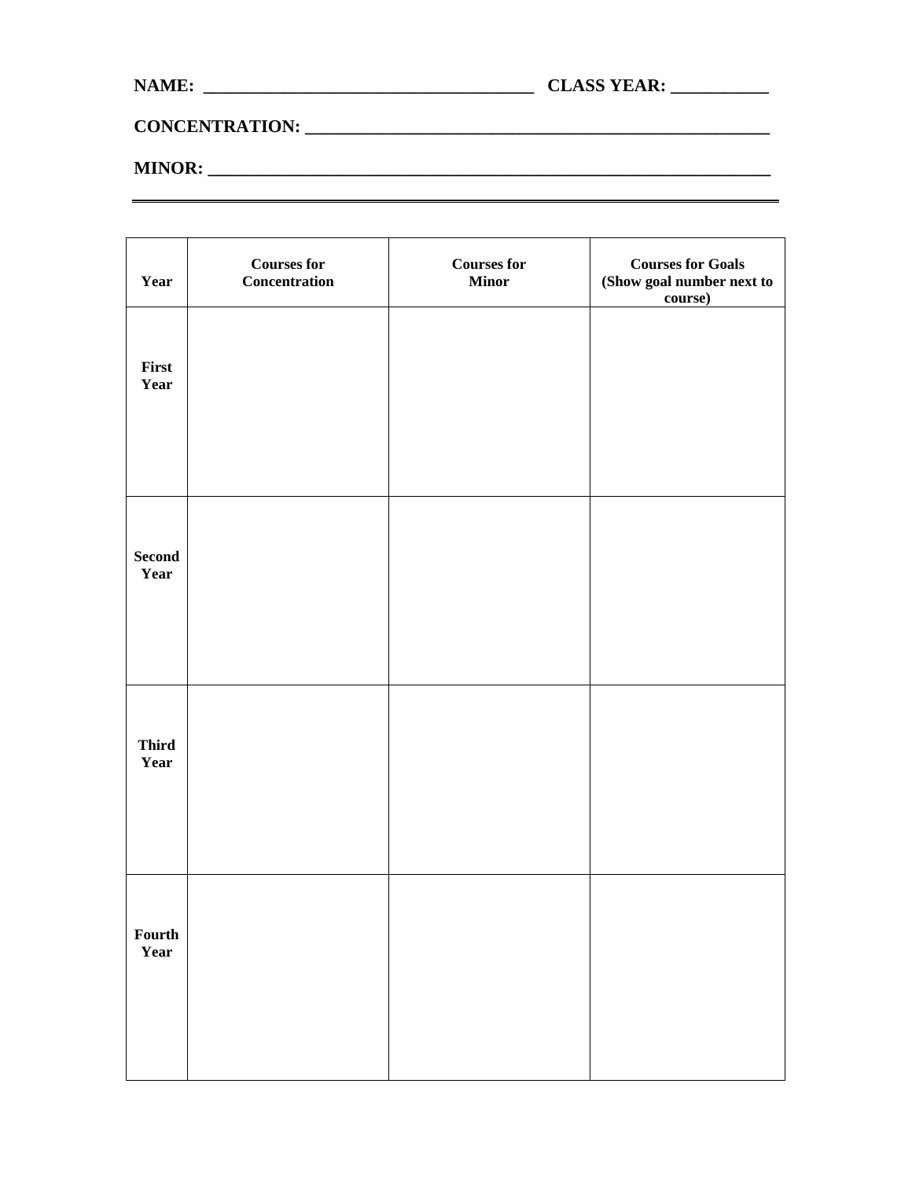**NAME: ____________________________________ CLASS YEAR: ___________**

**CONCENTRATION: _____________________________________________________**

**MINOR: ____________________________________________________________**

---

| Year | Courses for Concentration | Courses for Minor | Courses for Goals (Show goal number next to course) |
|---|---|---|---|
| **First Year** | | | |
| **Second Year** | | | |
| **Third Year** | | | |
| **Fourth Year** | | | |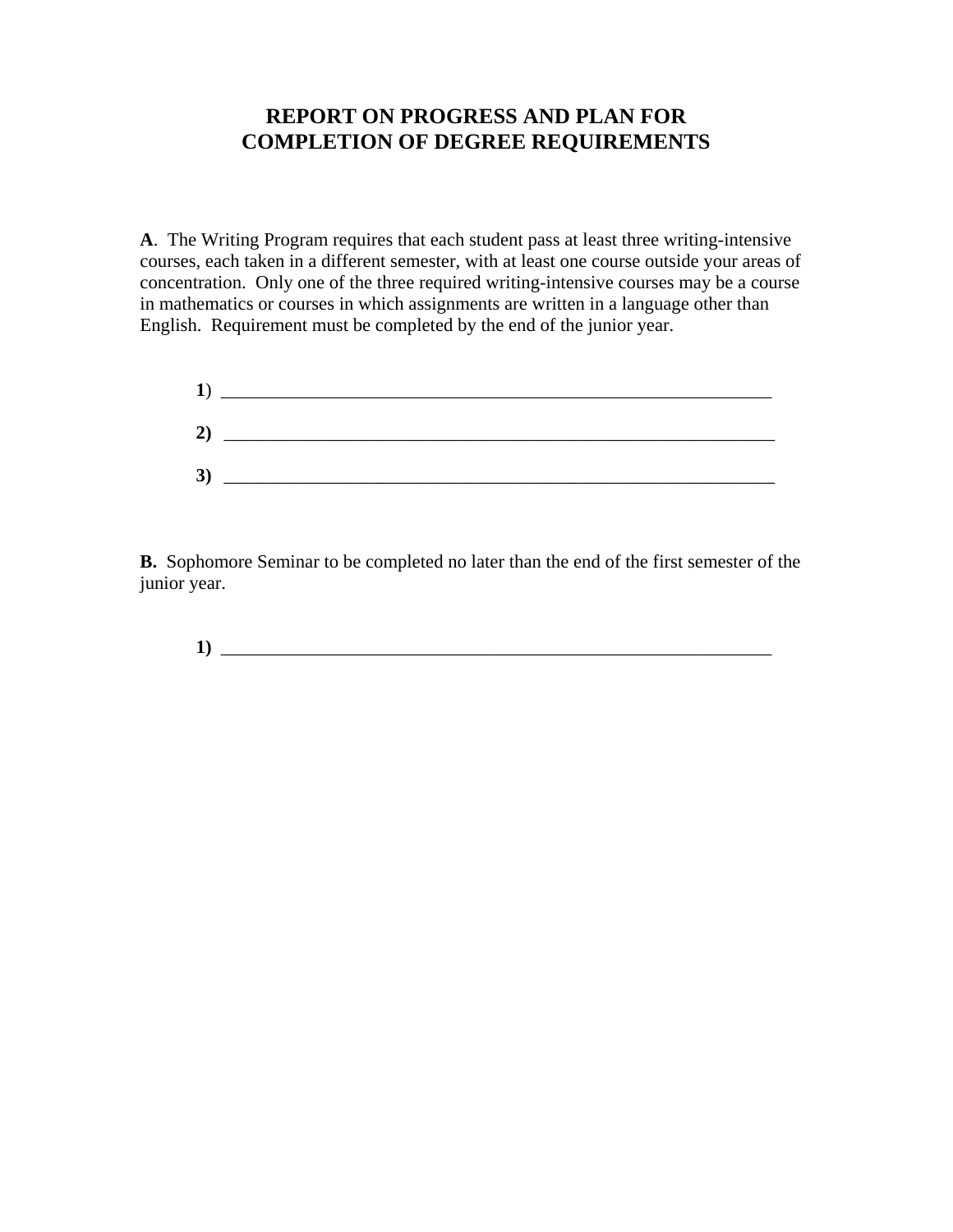# REPORT ON PROGRESS AND PLAN FOR COMPLETION OF DEGREE REQUIREMENTS

**A**. The Writing Program requires that each student pass at least three writing-intensive courses, each taken in a different semester, with at least one course outside your areas of concentration. Only one of the three required writing-intensive courses may be a course in mathematics or courses in which assignments are written in a language other than English. Requirement must be completed by the end of the junior year.

**1**) _______________________________________________________________

**2)** _______________________________________________________________

**3)** _______________________________________________________________

**B.** Sophomore Seminar to be completed no later than the end of the first semester of the junior year.

**1)** _______________________________________________________________